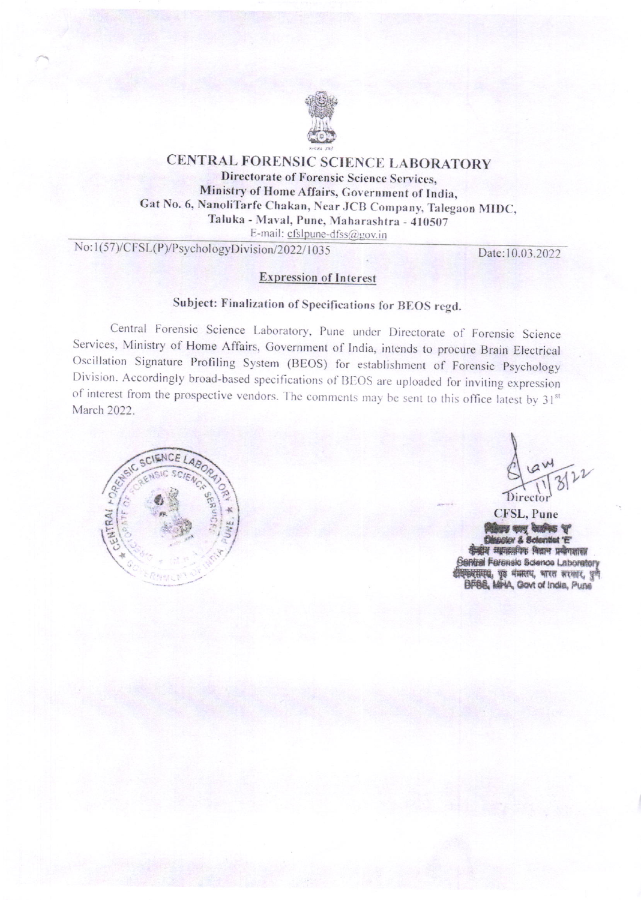# CENTRAL FORENSIC SCIENCE LABORATORY

**Directorate of Forensic Science Services,**
**Ministry of Home Affairs, Government of India,**
**Gat No. 6, NanoliTarfe Chakan, Near JCB Company, Talegaon MIDC,**
**Taluka - Maval, Pune, Maharashtra - 410507**
E-mail: cfslpune-dfss@gov.in

No:1(57)/CFSL(P)/PsychologyDivision/2022/1035 Date:10.03.2022

## Expression of Interest

### Subject: Finalization of Specifications for BEOS regd.

Central Forensic Science Laboratory, Pune under Directorate of Forensic Science Services, Ministry of Home Affairs, Government of India, intends to procure Brain Electrical Oscillation Signature Profiling System (BEOS) for establishment of Forensic Psychology Division. Accordingly broad-based specifications of BEOS are uploaded for inviting expression of interest from the prospective vendors. The comments may be sent to this office latest by 31st March 2022.

11/3/22

Director
**CFSL, Pune**

Director & Scientist 'E'
केंद्रीय न्यायालयिक विज्ञान प्रयोगशाला
Central Forensic Science Laboratory
डीएफएसएस, गृह मंत्रालय, भारत सरकार, पुणे
DFSS, MHA, Govt of India, Pune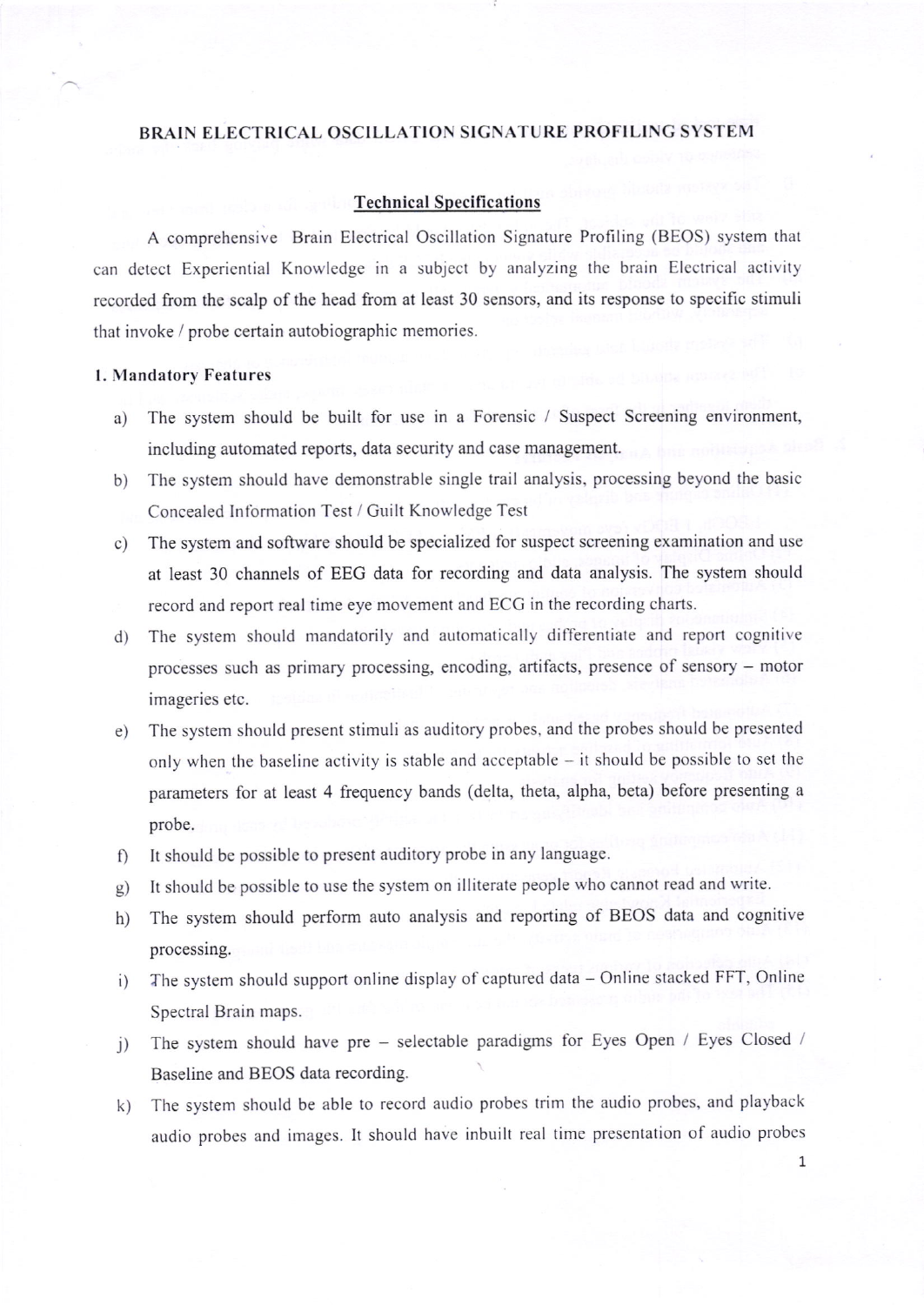# BRAIN ELECTRICAL OSCILLATION SIGNATURE PROFILING SYSTEM

## Technical Specifications

A comprehensive Brain Electrical Oscillation Signature Profiling (BEOS) system that can detect Experiential Knowledge in a subject by analyzing the brain Electrical activity recorded from the scalp of the head from at least 30 sensors, and its response to specific stimuli that invoke / probe certain autobiographic memories.

### 1. Mandatory Features

a) The system should be built for use in a Forensic / Suspect Screening environment, including automated reports, data security and case management.

b) The system should have demonstrable single trail analysis, processing beyond the basic Concealed Information Test / Guilt Knowledge Test

c) The system and software should be specialized for suspect screening examination and use at least 30 channels of EEG data for recording and data analysis. The system should record and report real time eye movement and ECG in the recording charts.

d) The system should mandatorily and automatically differentiate and report cognitive processes such as primary processing, encoding, artifacts, presence of sensory – motor imageries etc.

e) The system should present stimuli as auditory probes, and the probes should be presented only when the baseline activity is stable and acceptable – it should be possible to set the parameters for at least 4 frequency bands (delta, theta, alpha, beta) before presenting a probe.

f) It should be possible to present auditory probe in any language.

g) It should be possible to use the system on illiterate people who cannot read and write.

h) The system should perform auto analysis and reporting of BEOS data and cognitive processing.

i) The system should support online display of captured data – Online stacked FFT, Online Spectral Brain maps.

j) The system should have pre – selectable paradigms for Eyes Open / Eyes Closed / Baseline and BEOS data recording.

k) The system should be able to record audio probes trim the audio probes, and playback audio probes and images. It should have inbuilt real time presentation of audio probes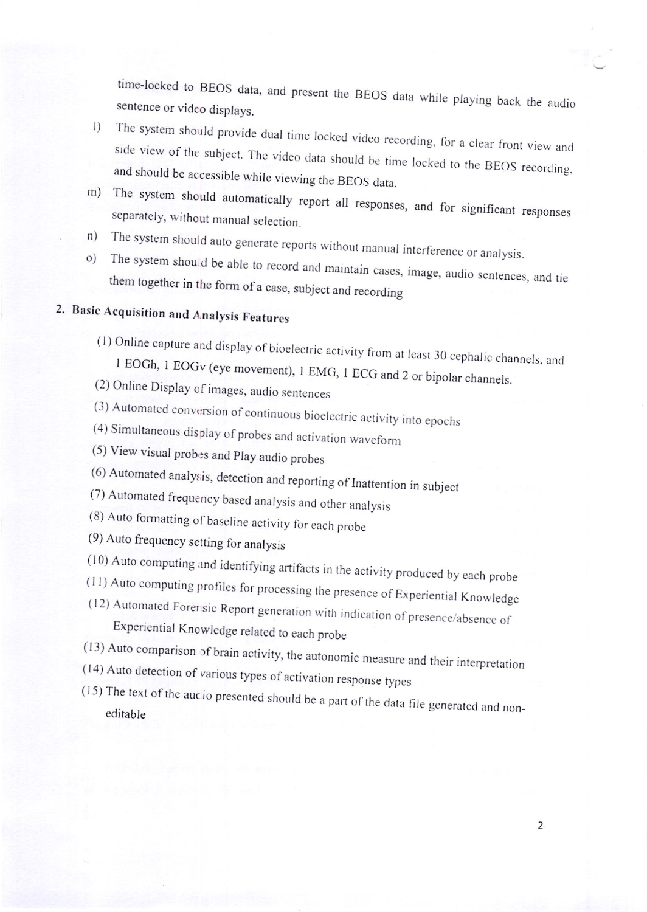time-locked to BEOS data, and present the BEOS data while playing back the audio sentence or video displays.

l) The system should provide dual time locked video recording, for a clear front view and side view of the subject. The video data should be time locked to the BEOS recording, and should be accessible while viewing the BEOS data.

m) The system should automatically report all responses, and for significant responses separately, without manual selection.

n) The system should auto generate reports without manual interference or analysis.

o) The system should be able to record and maintain cases, image, audio sentences, and tie them together in the form of a case, subject and recording

## 2. Basic Acquisition and Analysis Features

(1) Online capture and display of bioelectric activity from at least 30 cephalic channels, and 1 EOGh, 1 EOGv (eye movement), 1 EMG, 1 ECG and 2 or bipolar channels.

(2) Online Display of images, audio sentences

(3) Automated conversion of continuous bioelectric activity into epochs

(4) Simultaneous display of probes and activation waveform

(5) View visual probes and Play audio probes

(6) Automated analysis, detection and reporting of Inattention in subject

(7) Automated frequency based analysis and other analysis

(8) Auto formatting of baseline activity for each probe

(9) Auto frequency setting for analysis

(10) Auto computing and identifying artifacts in the activity produced by each probe

(11) Auto computing profiles for processing the presence of Experiential Knowledge

(12) Automated Forensic Report generation with indication of presence/absence of Experiential Knowledge related to each probe

(13) Auto comparison of brain activity, the autonomic measure and their interpretation

(14) Auto detection of various types of activation response types

(15) The text of the audio presented should be a part of the data file generated and non-editable